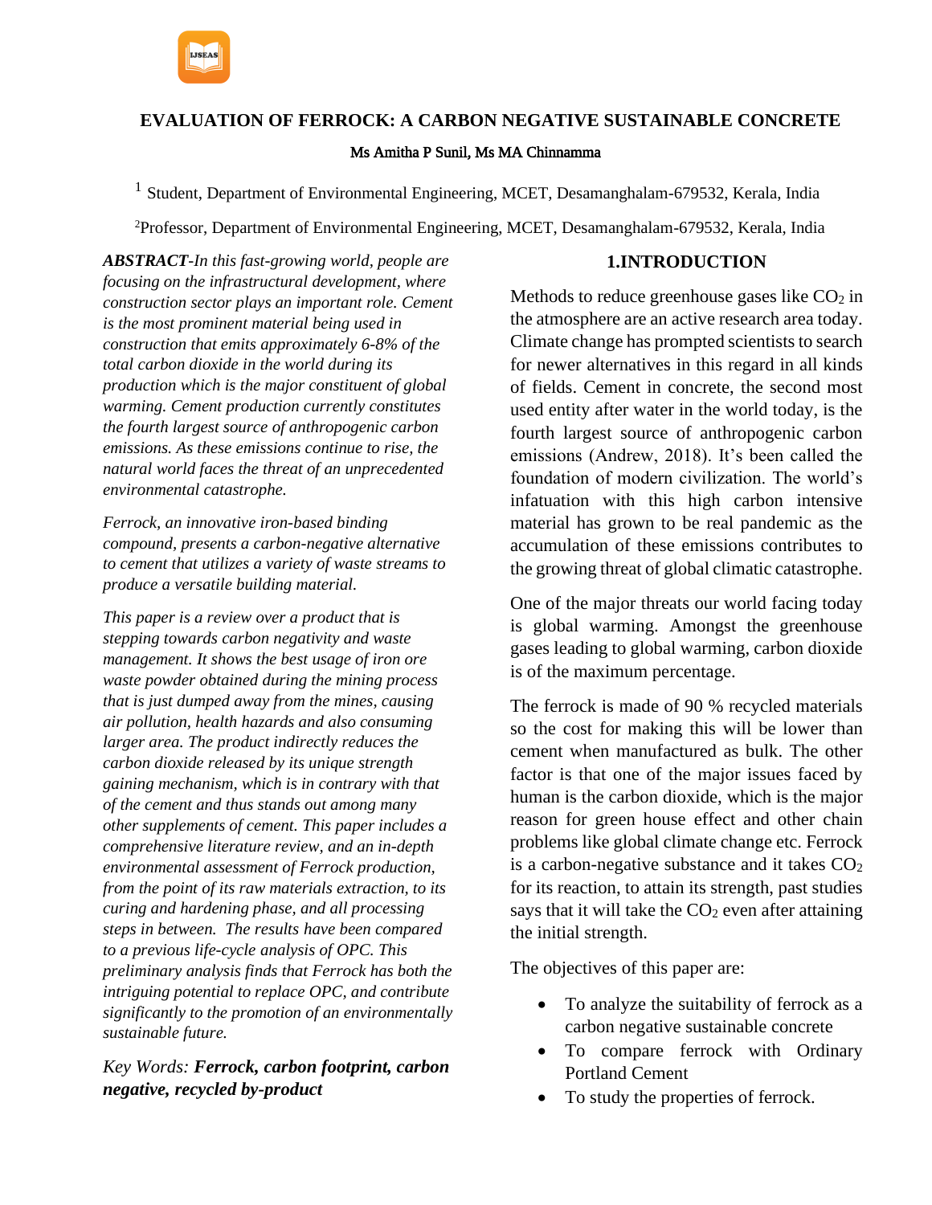# EVALUATION OF FERROCK: A CARBON NEGATIVE SUSTAINABLE CONCRETE

**Ms Amitha P Sunil, Ms MA Chinnamma**

[1] Student, Department of Environmental Engineering, MCET, Desamanghalam-679532, Kerala, India

[2] Professor, Department of Environmental Engineering, MCET, Desamanghalam-679532, Kerala, India

***ABSTRACT****-In this fast-growing world, people are focusing on the infrastructural development, where construction sector plays an important role. Cement is the most prominent material being used in construction that emits approximately 6-8% of the total carbon dioxide in the world during its production which is the major constituent of global warming. Cement production currently constitutes the fourth largest source of anthropogenic carbon emissions. As these emissions continue to rise, the natural world faces the threat of an unprecedented environmental catastrophe.*

*Ferrock, an innovative iron-based binding compound, presents a carbon-negative alternative to cement that utilizes a variety of waste streams to produce a versatile building material.*

*This paper is a review over a product that is stepping towards carbon negativity and waste management. It shows the best usage of iron ore waste powder obtained during the mining process that is just dumped away from the mines, causing air pollution, health hazards and also consuming larger area. The product indirectly reduces the carbon dioxide released by its unique strength gaining mechanism, which is in contrary with that of the cement and thus stands out among many other supplements of cement. This paper includes a comprehensive literature review, and an in-depth environmental assessment of Ferrock production, from the point of its raw materials extraction, to its curing and hardening phase, and all processing steps in between. The results have been compared to a previous life-cycle analysis of OPC. This preliminary analysis finds that Ferrock has both the intriguing potential to replace OPC, and contribute significantly to the promotion of an environmentally sustainable future.*

*Key Words:* ***Ferrock, carbon footprint, carbon negative, recycled by-product***

## 1.INTRODUCTION

Methods to reduce greenhouse gases like $CO_2$ in the atmosphere are an active research area today. Climate change has prompted scientists to search for newer alternatives in this regard in all kinds of fields. Cement in concrete, the second most used entity after water in the world today, is the fourth largest source of anthropogenic carbon emissions (Andrew, 2018). It's been called the foundation of modern civilization. The world's infatuation with this high carbon intensive material has grown to be real pandemic as the accumulation of these emissions contributes to the growing threat of global climatic catastrophe.

One of the major threats our world facing today is global warming. Amongst the greenhouse gases leading to global warming, carbon dioxide is of the maximum percentage.

The ferrock is made of 90 % recycled materials so the cost for making this will be lower than cement when manufactured as bulk. The other factor is that one of the major issues faced by human is the carbon dioxide, which is the major reason for green house effect and other chain problems like global climate change etc. Ferrock is a carbon-negative substance and it takes $CO_2$ for its reaction, to attain its strength, past studies says that it will take the $CO_2$ even after attaining the initial strength.

The objectives of this paper are:

- To analyze the suitability of ferrock as a carbon negative sustainable concrete
- To compare ferrock with Ordinary Portland Cement
- To study the properties of ferrock.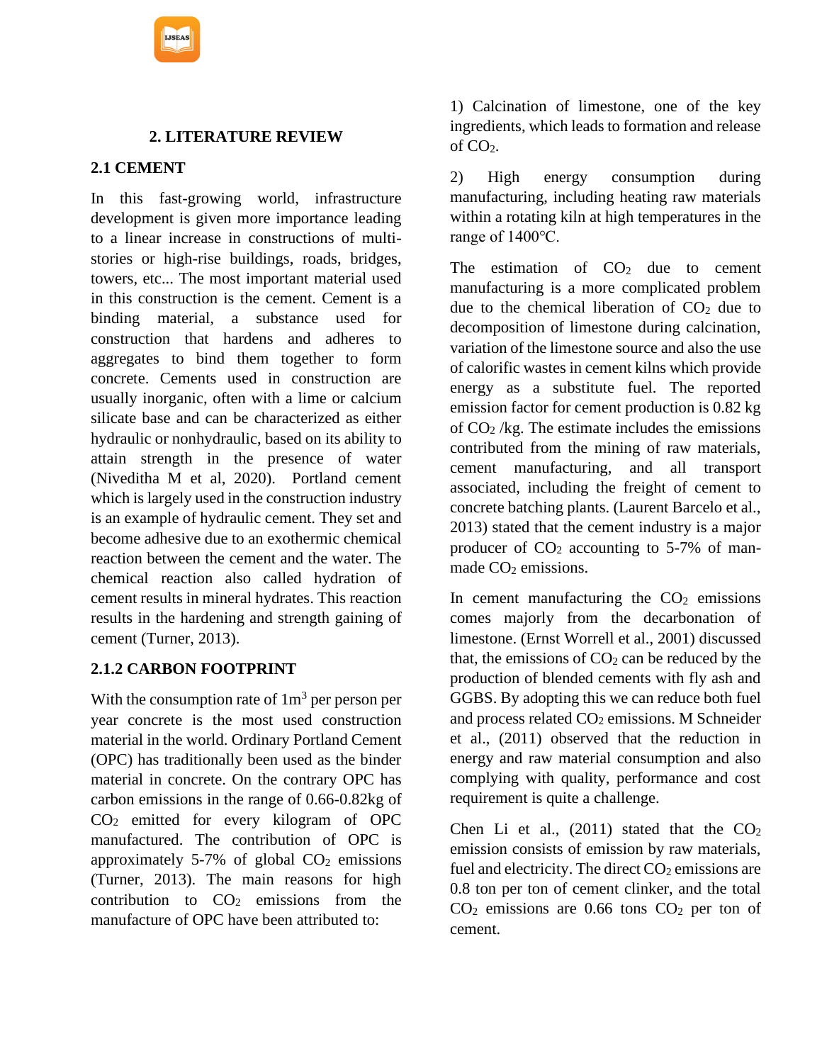## 2. LITERATURE REVIEW

### 2.1 CEMENT

In this fast-growing world, infrastructure development is given more importance leading to a linear increase in constructions of multi-stories or high-rise buildings, roads, bridges, towers, etc... The most important material used in this construction is the cement. Cement is a binding material, a substance used for construction that hardens and adheres to aggregates to bind them together to form concrete. Cements used in construction are usually inorganic, often with a lime or calcium silicate base and can be characterized as either hydraulic or nonhydraulic, based on its ability to attain strength in the presence of water (Niveditha M et al, 2020). Portland cement which is largely used in the construction industry is an example of hydraulic cement. They set and become adhesive due to an exothermic chemical reaction between the cement and the water. The chemical reaction also called hydration of cement results in mineral hydrates. This reaction results in the hardening and strength gaining of cement (Turner, 2013).

### 2.1.2 CARBON FOOTPRINT

With the consumption rate of $1m^3$ per person per year concrete is the most used construction material in the world. Ordinary Portland Cement (OPC) has traditionally been used as the binder material in concrete. On the contrary OPC has carbon emissions in the range of 0.66-0.82kg of $CO_2$ emitted for every kilogram of OPC manufactured. The contribution of OPC is approximately 5-7% of global $CO_2$ emissions (Turner, 2013). The main reasons for high contribution to $CO_2$ emissions from the manufacture of OPC have been attributed to:

1) Calcination of limestone, one of the key ingredients, which leads to formation and release of $CO_2$.

2) High energy consumption during manufacturing, including heating raw materials within a rotating kiln at high temperatures in the range of 1400℃.

The estimation of $CO_2$ due to cement manufacturing is a more complicated problem due to the chemical liberation of $CO_2$ due to decomposition of limestone during calcination, variation of the limestone source and also the use of calorific wastes in cement kilns which provide energy as a substitute fuel. The reported emission factor for cement production is 0.82 kg of $CO_2$ /kg. The estimate includes the emissions contributed from the mining of raw materials, cement manufacturing, and all transport associated, including the freight of cement to concrete batching plants. (Laurent Barcelo et al., 2013) stated that the cement industry is a major producer of $CO_2$ accounting to 5-7% of man-made $CO_2$ emissions.

In cement manufacturing the $CO_2$ emissions comes majorly from the decarbonation of limestone. (Ernst Worrell et al., 2001) discussed that, the emissions of $CO_2$ can be reduced by the production of blended cements with fly ash and GGBS. By adopting this we can reduce both fuel and process related $CO_2$ emissions. M Schneider et al., (2011) observed that the reduction in energy and raw material consumption and also complying with quality, performance and cost requirement is quite a challenge.

Chen Li et al., (2011) stated that the $CO_2$ emission consists of emission by raw materials, fuel and electricity. The direct $CO_2$ emissions are 0.8 ton per ton of cement clinker, and the total $CO_2$ emissions are 0.66 tons $CO_2$ per ton of cement.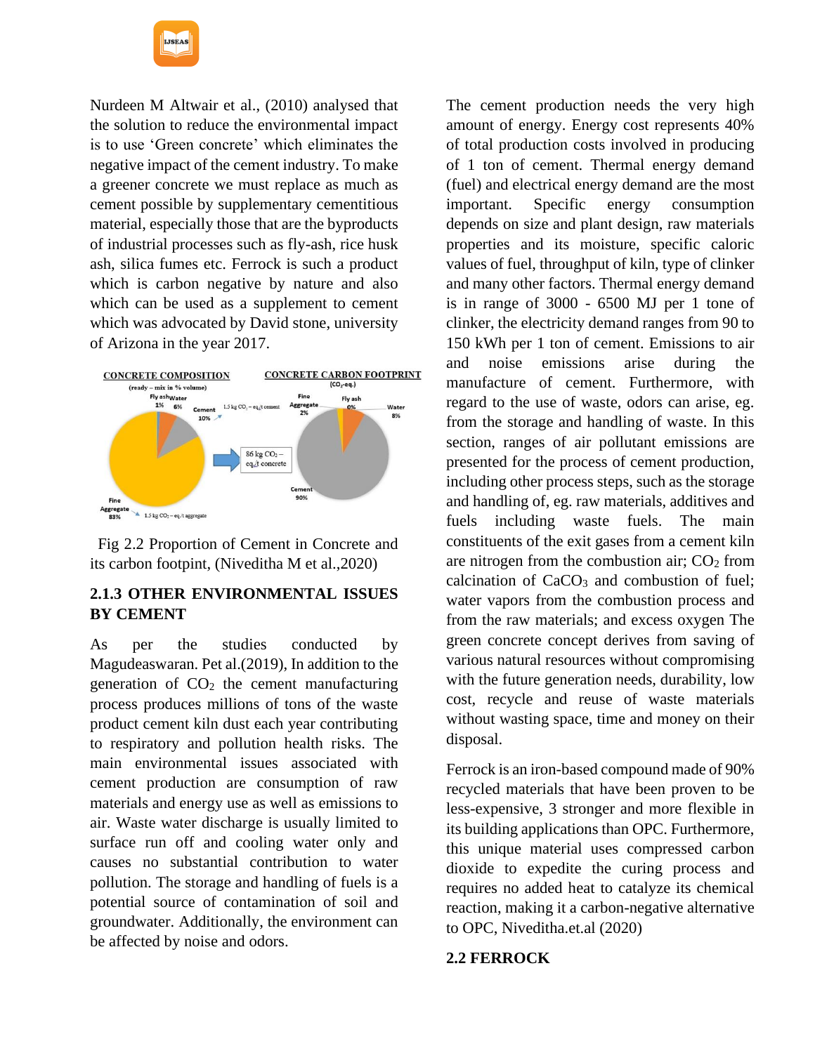Nurdeen M Altwair et al., (2010) analysed that the solution to reduce the environmental impact is to use 'Green concrete' which eliminates the negative impact of the cement industry. To make a greener concrete we must replace as much as cement possible by supplementary cementitious material, especially those that are the byproducts of industrial processes such as fly-ash, rice husk ash, silica fumes etc. Ferrock is such a product which is carbon negative by nature and also which can be used as a supplement to cement which was advocated by David stone, university of Arizona in the year 2017.

Fig 2.2 Proportion of Cement in Concrete and its carbon footpint, (Niveditha M et al.,2020)

### 2.1.3 OTHER ENVIRONMENTAL ISSUES BY CEMENT

As per the studies conducted by Magudeaswaran. Pet al.(2019), In addition to the generation of $CO_2$ the cement manufacturing process produces millions of tons of the waste product cement kiln dust each year contributing to respiratory and pollution health risks. The main environmental issues associated with cement production are consumption of raw materials and energy use as well as emissions to air. Waste water discharge is usually limited to surface run off and cooling water only and causes no substantial contribution to water pollution. The storage and handling of fuels is a potential source of contamination of soil and groundwater. Additionally, the environment can be affected by noise and odors.

The cement production needs the very high amount of energy. Energy cost represents 40% of total production costs involved in producing of 1 ton of cement. Thermal energy demand (fuel) and electrical energy demand are the most important. Specific energy consumption depends on size and plant design, raw materials properties and its moisture, specific caloric values of fuel, throughput of kiln, type of clinker and many other factors. Thermal energy demand is in range of 3000 - 6500 MJ per 1 tone of clinker, the electricity demand ranges from 90 to 150 kWh per 1 ton of cement. Emissions to air and noise emissions arise during the manufacture of cement. Furthermore, with regard to the use of waste, odors can arise, eg. from the storage and handling of waste. In this section, ranges of air pollutant emissions are presented for the process of cement production, including other process steps, such as the storage and handling of, eg. raw materials, additives and fuels including waste fuels. The main constituents of the exit gases from a cement kiln are nitrogen from the combustion air; $CO_2$ from calcination of $CaCO_3$ and combustion of fuel; water vapors from the combustion process and from the raw materials; and excess oxygen The green concrete concept derives from saving of various natural resources without compromising with the future generation needs, durability, low cost, recycle and reuse of waste materials without wasting space, time and money on their disposal.

Ferrock is an iron-based compound made of 90% recycled materials that have been proven to be less-expensive, 3 stronger and more flexible in its building applications than OPC. Furthermore, this unique material uses compressed carbon dioxide to expedite the curing process and requires no added heat to catalyze its chemical reaction, making it a carbon-negative alternative to OPC, Niveditha.et.al (2020)

## 2.2 FERROCK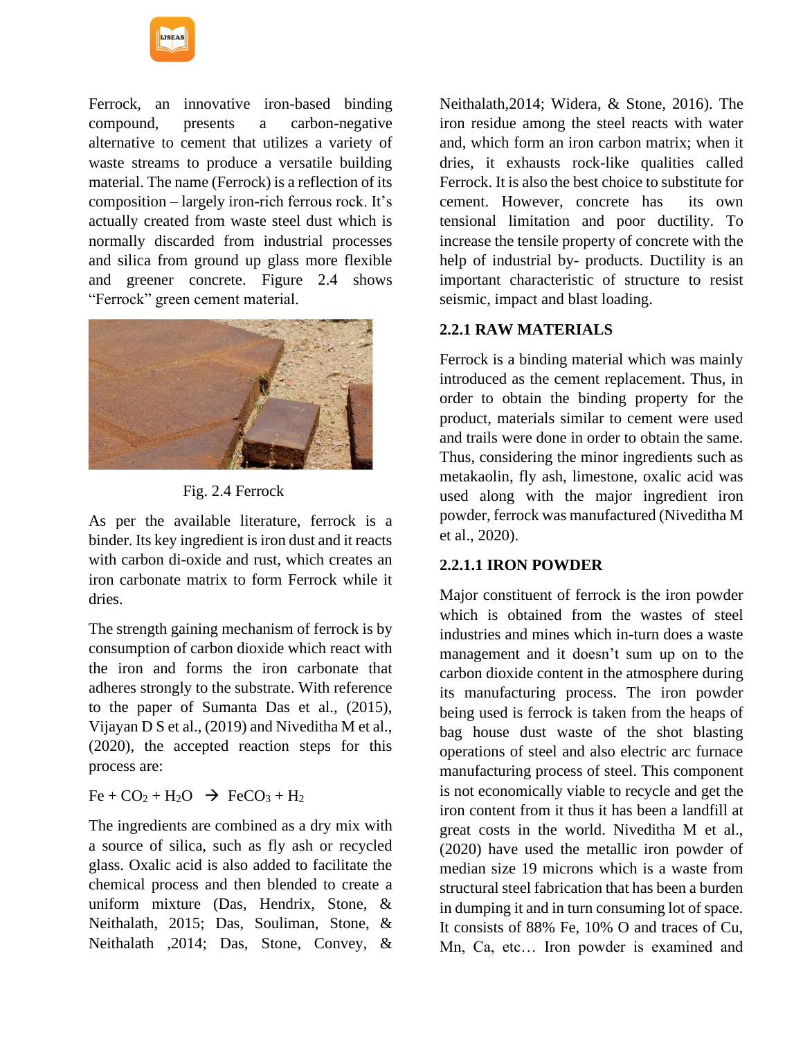Ferrock, an innovative iron-based binding compound, presents a carbon-negative alternative to cement that utilizes a variety of waste streams to produce a versatile building material. The name (Ferrock) is a reflection of its composition – largely iron-rich ferrous rock. It's actually created from waste steel dust which is normally discarded from industrial processes and silica from ground up glass more flexible and greener concrete. Figure 2.4 shows "Ferrock" green cement material.

Fig. 2.4 Ferrock

As per the available literature, ferrock is a binder. Its key ingredient is iron dust and it reacts with carbon di-oxide and rust, which creates an iron carbonate matrix to form Ferrock while it dries.

The strength gaining mechanism of ferrock is by consumption of carbon dioxide which react with the iron and forms the iron carbonate that adheres strongly to the substrate. With reference to the paper of Sumanta Das et al., (2015), Vijayan D S et al., (2019) and Niveditha M et al., (2020), the accepted reaction steps for this process are:

$$Fe + CO_2 + H_2O \rightarrow FeCO_3 + H_2$$

The ingredients are combined as a dry mix with a source of silica, such as fly ash or recycled glass. Oxalic acid is also added to facilitate the chemical process and then blended to create a uniform mixture (Das, Hendrix, Stone, & Neithalath, 2015; Das, Souliman, Stone, & Neithalath ,2014; Das, Stone, Convey, & Neithalath,2014; Widera, & Stone, 2016). The iron residue among the steel reacts with water and, which form an iron carbon matrix; when it dries, it exhausts rock-like qualities called Ferrock. It is also the best choice to substitute for cement. However, concrete has its own tensional limitation and poor ductility. To increase the tensile property of concrete with the help of industrial by- products. Ductility is an important characteristic of structure to resist seismic, impact and blast loading.

### 2.2.1 RAW MATERIALS

Ferrock is a binding material which was mainly introduced as the cement replacement. Thus, in order to obtain the binding property for the product, materials similar to cement were used and trails were done in order to obtain the same. Thus, considering the minor ingredients such as metakaolin, fly ash, limestone, oxalic acid was used along with the major ingredient iron powder, ferrock was manufactured (Niveditha M et al., 2020).

#### 2.2.1.1 IRON POWDER

Major constituent of ferrock is the iron powder which is obtained from the wastes of steel industries and mines which in-turn does a waste management and it doesn't sum up on to the carbon dioxide content in the atmosphere during its manufacturing process. The iron powder being used is ferrock is taken from the heaps of bag house dust waste of the shot blasting operations of steel and also electric arc furnace manufacturing process of steel. This component is not economically viable to recycle and get the iron content from it thus it has been a landfill at great costs in the world. Niveditha M et al., (2020) have used the metallic iron powder of median size 19 microns which is a waste from structural steel fabrication that has been a burden in dumping it and in turn consuming lot of space. It consists of 88% Fe, 10% O and traces of Cu, Mn, Ca, etc… Iron powder is examined and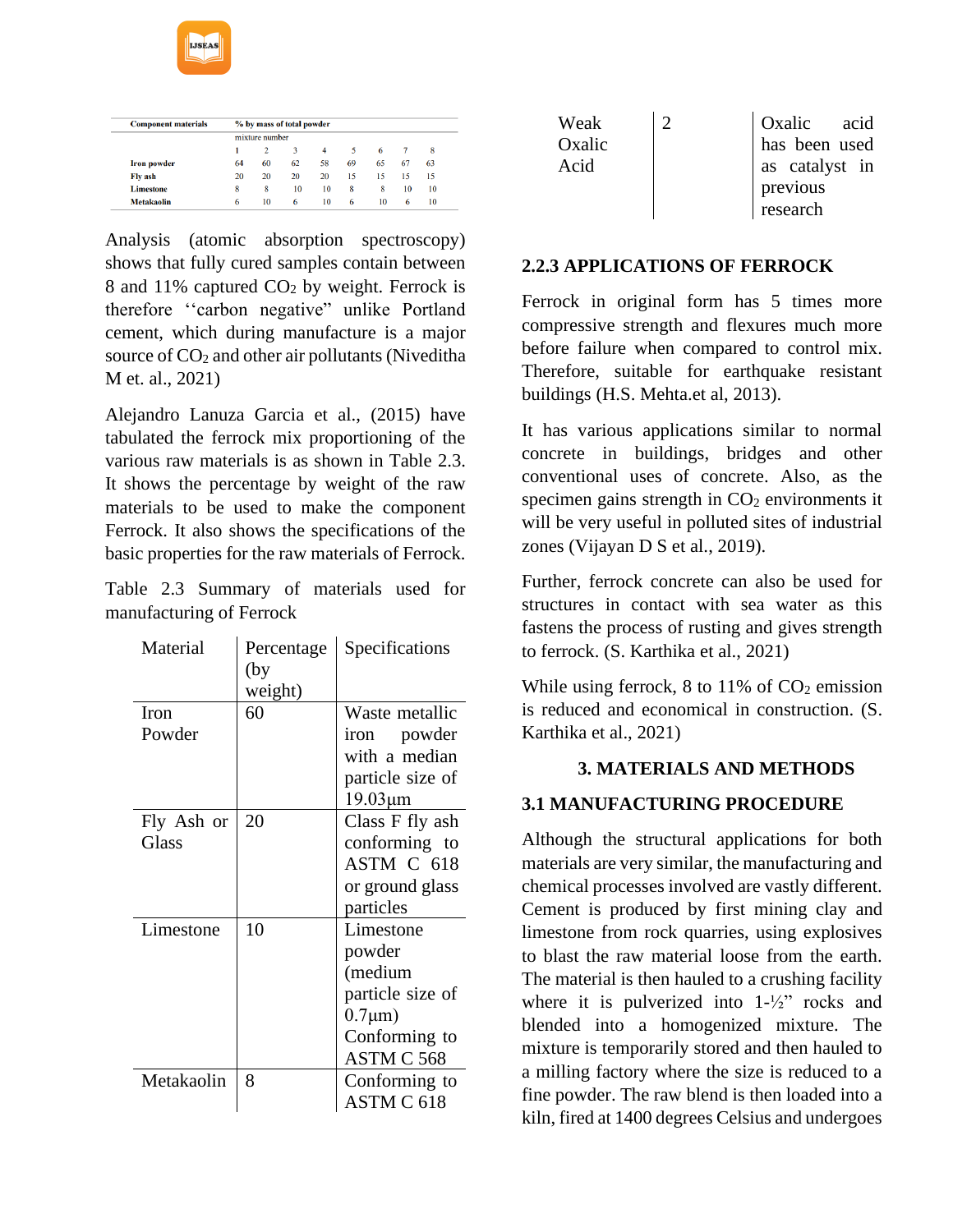| Component materials | % by mass of total powder | | | | | | | |
|---|---|---|---|---|---|---|---|---|
| | mixture number | | | | | | | |
| | 1 | 2 | 3 | 4 | 5 | 6 | 7 | 8 |
| **Iron powder** | 64 | 60 | 62 | 58 | 69 | 65 | 67 | 63 |
| **Fly ash** | 20 | 20 | 20 | 20 | 15 | 15 | 15 | 15 |
| **Limestone** | 8 | 8 | 10 | 10 | 8 | 8 | 10 | 10 |
| **Metakaolin** | 6 | 10 | 6 | 10 | 6 | 10 | 6 | 10 |

Analysis (atomic absorption spectroscopy) shows that fully cured samples contain between 8 and 11% captured $CO_2$ by weight. Ferrock is therefore ''carbon negative" unlike Portland cement, which during manufacture is a major source of $CO_2$ and other air pollutants (Niveditha M et. al., 2021)

Alejandro Lanuza Garcia et al., (2015) have tabulated the ferrock mix proportioning of the various raw materials is as shown in Table 2.3. It shows the percentage by weight of the raw materials to be used to make the component Ferrock. It also shows the specifications of the basic properties for the raw materials of Ferrock.

Table 2.3 Summary of materials used for manufacturing of Ferrock

| Material | Percentage (by weight) | Specifications |
|---|---|---|
| Iron Powder | 60 | Waste metallic iron powder with a median particle size of 19.03μm |
| Fly Ash or Glass | 20 | Class F fly ash conforming to ASTM C 618 or ground glass particles |
| Limestone | 10 | Limestone powder (medium particle size of 0.7μm) Conforming to ASTM C 568 |
| Metakaolin | 8 | Conforming to ASTM C 618 |
| Weak Oxalic Acid | 2 | Oxalic acid has been used as catalyst in previous research |

### 2.2.3 APPLICATIONS OF FERROCK

Ferrock in original form has 5 times more compressive strength and flexures much more before failure when compared to control mix. Therefore, suitable for earthquake resistant buildings (H.S. Mehta.et al, 2013).

It has various applications similar to normal concrete in buildings, bridges and other conventional uses of concrete. Also, as the specimen gains strength in $CO_2$ environments it will be very useful in polluted sites of industrial zones (Vijayan D S et al., 2019).

Further, ferrock concrete can also be used for structures in contact with sea water as this fastens the process of rusting and gives strength to ferrock. (S. Karthika et al., 2021)

While using ferrock, 8 to 11% of $CO_2$ emission is reduced and economical in construction. (S. Karthika et al., 2021)

## 3. MATERIALS AND METHODS

### 3.1 MANUFACTURING PROCEDURE

Although the structural applications for both materials are very similar, the manufacturing and chemical processes involved are vastly different. Cement is produced by first mining clay and limestone from rock quarries, using explosives to blast the raw material loose from the earth. The material is then hauled to a crushing facility where it is pulverized into 1-½" rocks and blended into a homogenized mixture. The mixture is temporarily stored and then hauled to a milling factory where the size is reduced to a fine powder. The raw blend is then loaded into a kiln, fired at 1400 degrees Celsius and undergoes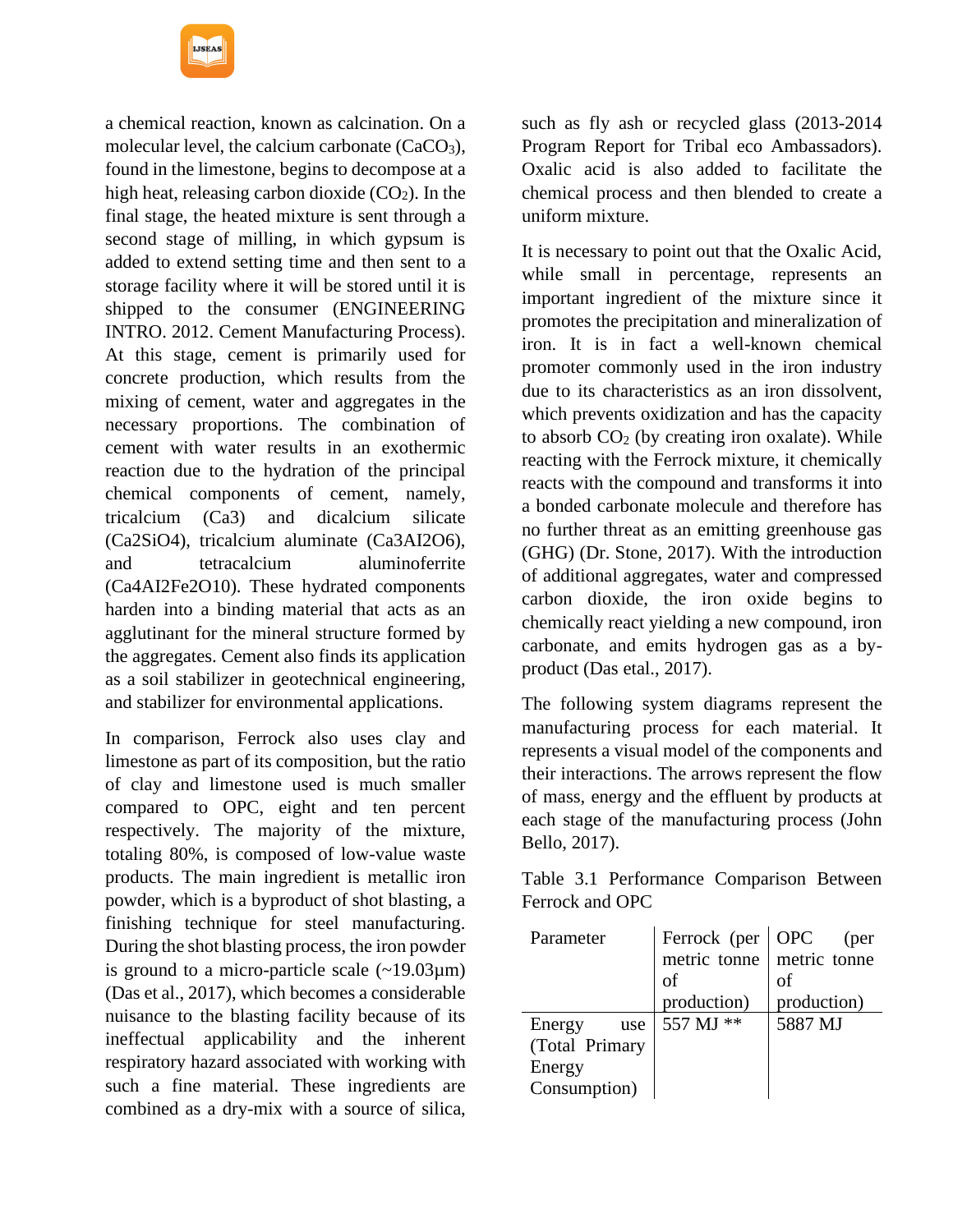a chemical reaction, known as calcination. On a molecular level, the calcium carbonate ($CaCO_3$), found in the limestone, begins to decompose at a high heat, releasing carbon dioxide ($CO_2$). In the final stage, the heated mixture is sent through a second stage of milling, in which gypsum is added to extend setting time and then sent to a storage facility where it will be stored until it is shipped to the consumer (ENGINEERING INTRO. 2012. Cement Manufacturing Process). At this stage, cement is primarily used for concrete production, which results from the mixing of cement, water and aggregates in the necessary proportions. The combination of cement with water results in an exothermic reaction due to the hydration of the principal chemical components of cement, namely, tricalcium (Ca3) and dicalcium silicate ($Ca_2SiO_4$), tricalcium aluminate ($Ca_3AI_2O_6$), and tetracalcium aluminoferrite ($Ca_4AI_2Fe_2O_{10}$). These hydrated components harden into a binding material that acts as an agglutinant for the mineral structure formed by the aggregates. Cement also finds its application as a soil stabilizer in geotechnical engineering, and stabilizer for environmental applications.

In comparison, Ferrock also uses clay and limestone as part of its composition, but the ratio of clay and limestone used is much smaller compared to OPC, eight and ten percent respectively. The majority of the mixture, totaling 80%, is composed of low-value waste products. The main ingredient is metallic iron powder, which is a byproduct of shot blasting, a finishing technique for steel manufacturing. During the shot blasting process, the iron powder is ground to a micro-particle scale (~19.03µm) (Das et al., 2017), which becomes a considerable nuisance to the blasting facility because of its ineffectual applicability and the inherent respiratory hazard associated with working with such a fine material. These ingredients are combined as a dry-mix with a source of silica, such as fly ash or recycled glass (2013-2014 Program Report for Tribal eco Ambassadors). Oxalic acid is also added to facilitate the chemical process and then blended to create a uniform mixture.

It is necessary to point out that the Oxalic Acid, while small in percentage, represents an important ingredient of the mixture since it promotes the precipitation and mineralization of iron. It is in fact a well-known chemical promoter commonly used in the iron industry due to its characteristics as an iron dissolvent, which prevents oxidization and has the capacity to absorb $CO_2$ (by creating iron oxalate). While reacting with the Ferrock mixture, it chemically reacts with the compound and transforms it into a bonded carbonate molecule and therefore has no further threat as an emitting greenhouse gas (GHG) (Dr. Stone, 2017). With the introduction of additional aggregates, water and compressed carbon dioxide, the iron oxide begins to chemically react yielding a new compound, iron carbonate, and emits hydrogen gas as a by-product (Das etal., 2017).

The following system diagrams represent the manufacturing process for each material. It represents a visual model of the components and their interactions. The arrows represent the flow of mass, energy and the effluent by products at each stage of the manufacturing process (John Bello, 2017).

Table 3.1 Performance Comparison Between Ferrock and OPC

| Parameter | Ferrock (per metric tonne of production) | OPC (per metric tonne of production) |
|---|---|---|
| Energy use (Total Primary Energy Consumption) | 557 MJ ** | 5887 MJ |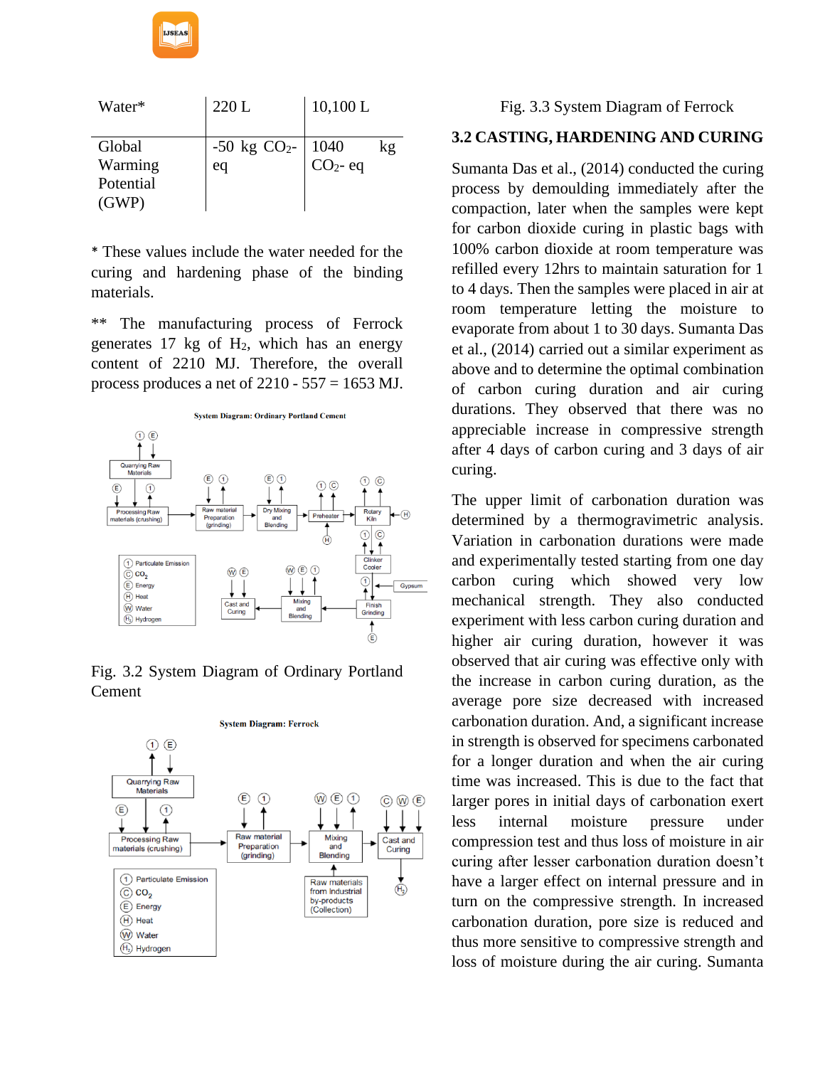| Water* | 220 L | 10,100 L |
|---|---|---|
| Global Warming Potential (GWP) | -50 kg $CO_2$-eq | 1040 kg $CO_2$- eq |

* These values include the water needed for the curing and hardening phase of the binding materials.

** The manufacturing process of Ferrock generates 17 kg of $H_2$, which has an energy content of 2210 MJ. Therefore, the overall process produces a net of 2210 - 557 = 1653 MJ.

Fig. 3.2 System Diagram of Ordinary Portland Cement

Fig. 3.3 System Diagram of Ferrock

## 3.2 CASTING, HARDENING AND CURING

Sumanta Das et al., (2014) conducted the curing process by demoulding immediately after the compaction, later when the samples were kept for carbon dioxide curing in plastic bags with 100% carbon dioxide at room temperature was refilled every 12hrs to maintain saturation for 1 to 4 days. Then the samples were placed in air at room temperature letting the moisture to evaporate from about 1 to 30 days. Sumanta Das et al., (2014) carried out a similar experiment as above and to determine the optimal combination of carbon curing duration and air curing durations. They observed that there was no appreciable increase in compressive strength after 4 days of carbon curing and 3 days of air curing.

The upper limit of carbonation duration was determined by a thermogravimetric analysis. Variation in carbonation durations were made and experimentally tested starting from one day carbon curing which showed very low mechanical strength. They also conducted experiment with less carbon curing duration and higher air curing duration, however it was observed that air curing was effective only with the increase in carbon curing duration, as the average pore size decreased with increased carbonation duration. And, a significant increase in strength is observed for specimens carbonated for a longer duration and when the air curing time was increased. This is due to the fact that larger pores in initial days of carbonation exert less internal moisture pressure under compression test and thus loss of moisture in air curing after lesser carbonation duration doesn't have a larger effect on internal pressure and in turn on the compressive strength. In increased carbonation duration, pore size is reduced and thus more sensitive to compressive strength and loss of moisture during the air curing. Sumanta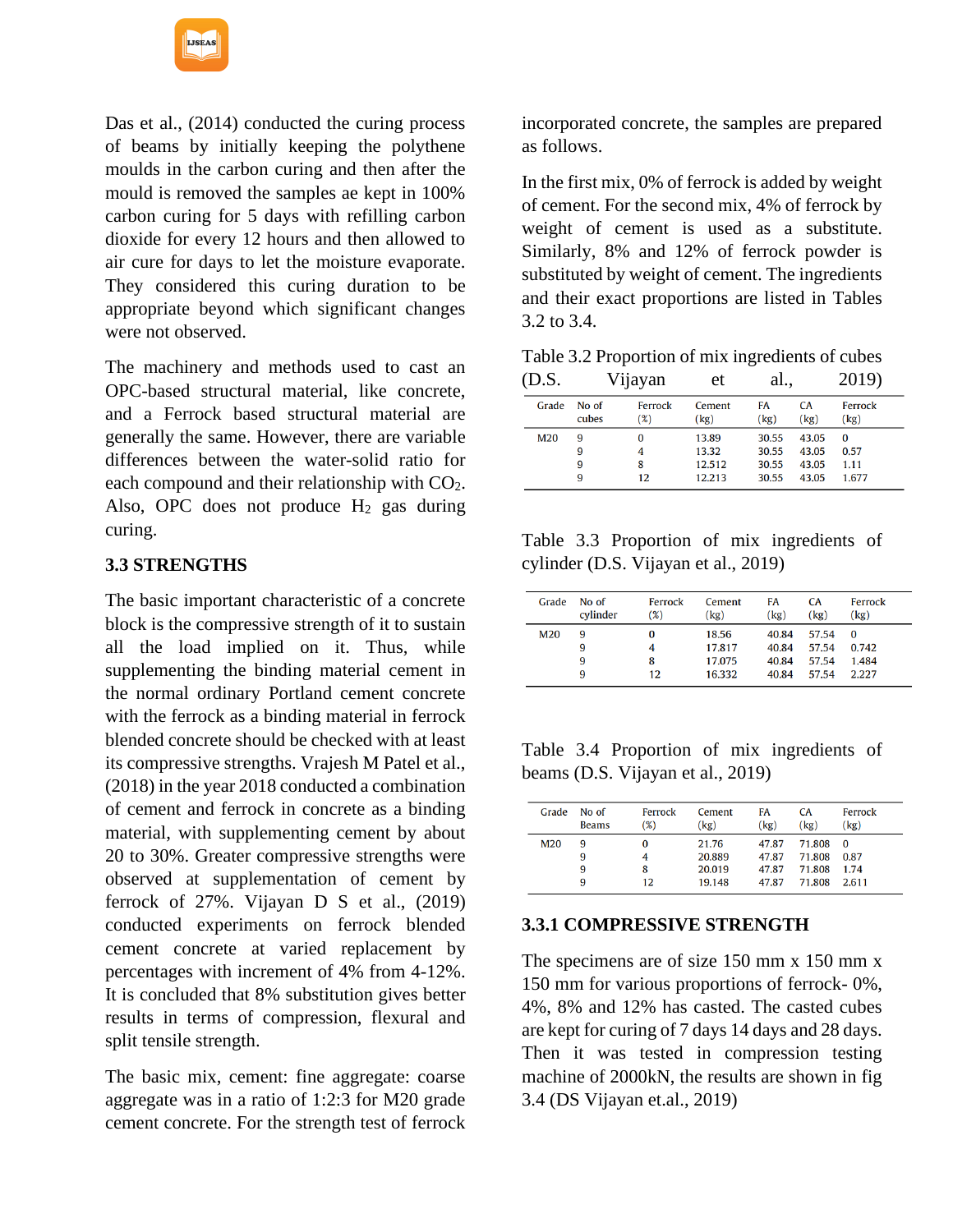Das et al., (2014) conducted the curing process of beams by initially keeping the polythene moulds in the carbon curing and then after the mould is removed the samples ae kept in 100% carbon curing for 5 days with refilling carbon dioxide for every 12 hours and then allowed to air cure for days to let the moisture evaporate. They considered this curing duration to be appropriate beyond which significant changes were not observed.

The machinery and methods used to cast an OPC-based structural material, like concrete, and a Ferrock based structural material are generally the same. However, there are variable differences between the water-solid ratio for each compound and their relationship with $CO_2$. Also, OPC does not produce $H_2$ gas during curing.

### 3.3 STRENGTHS

The basic important characteristic of a concrete block is the compressive strength of it to sustain all the load implied on it. Thus, while supplementing the binding material cement in the normal ordinary Portland cement concrete with the ferrock as a binding material in ferrock blended concrete should be checked with at least its compressive strengths. Vrajesh M Patel et al., (2018) in the year 2018 conducted a combination of cement and ferrock in concrete as a binding material, with supplementing cement by about 20 to 30%. Greater compressive strengths were observed at supplementation of cement by ferrock of 27%. Vijayan D S et al., (2019) conducted experiments on ferrock blended cement concrete at varied replacement by percentages with increment of 4% from 4-12%. It is concluded that 8% substitution gives better results in terms of compression, flexural and split tensile strength.

The basic mix, cement: fine aggregate: coarse aggregate was in a ratio of 1:2:3 for M20 grade cement concrete. For the strength test of ferrock incorporated concrete, the samples are prepared as follows.

In the first mix, 0% of ferrock is added by weight of cement. For the second mix, 4% of ferrock by weight of cement is used as a substitute. Similarly, 8% and 12% of ferrock powder is substituted by weight of cement. The ingredients and their exact proportions are listed in Tables 3.2 to 3.4.

Table 3.2 Proportion of mix ingredients of cubes (D.S. Vijayan et al., 2019)

| Grade | No of cubes | Ferrock (%) | Cement (kg) | FA (kg) | CA (kg) | Ferrock (kg) |
|---|---|---|---|---|---|---|
| M20 | 9 | 0 | 13.89 | 30.55 | 43.05 | 0 |
| | 9 | 4 | 13.32 | 30.55 | 43.05 | 0.57 |
| | 9 | 8 | 12.512 | 30.55 | 43.05 | 1.11 |
| | 9 | 12 | 12.213 | 30.55 | 43.05 | 1.677 |

Table 3.3 Proportion of mix ingredients of cylinder (D.S. Vijayan et al., 2019)

| Grade | No of cylinder | Ferrock (%) | Cement (kg) | FA (kg) | CA (kg) | Ferrock (kg) |
|---|---|---|---|---|---|---|
| M20 | 9 | 0 | 18.56 | 40.84 | 57.54 | 0 |
| | 9 | 4 | 17.817 | 40.84 | 57.54 | 0.742 |
| | 9 | 8 | 17.075 | 40.84 | 57.54 | 1.484 |
| | 9 | 12 | 16.332 | 40.84 | 57.54 | 2.227 |

Table 3.4 Proportion of mix ingredients of beams (D.S. Vijayan et al., 2019)

| Grade | No of Beams | Ferrock (%) | Cement (kg) | FA (kg) | CA (kg) | Ferrock (kg) |
|---|---|---|---|---|---|---|
| M20 | 9 | 0 | 21.76 | 47.87 | 71.808 | 0 |
| | 9 | 4 | 20.889 | 47.87 | 71.808 | 0.87 |
| | 9 | 8 | 20.019 | 47.87 | 71.808 | 1.74 |
| | 9 | 12 | 19.148 | 47.87 | 71.808 | 2.611 |

#### 3.3.1 COMPRESSIVE STRENGTH

The specimens are of size 150 mm x 150 mm x 150 mm for various proportions of ferrock- 0%, 4%, 8% and 12% has casted. The casted cubes are kept for curing of 7 days 14 days and 28 days. Then it was tested in compression testing machine of 2000kN, the results are shown in fig 3.4 (DS Vijayan et.al., 2019)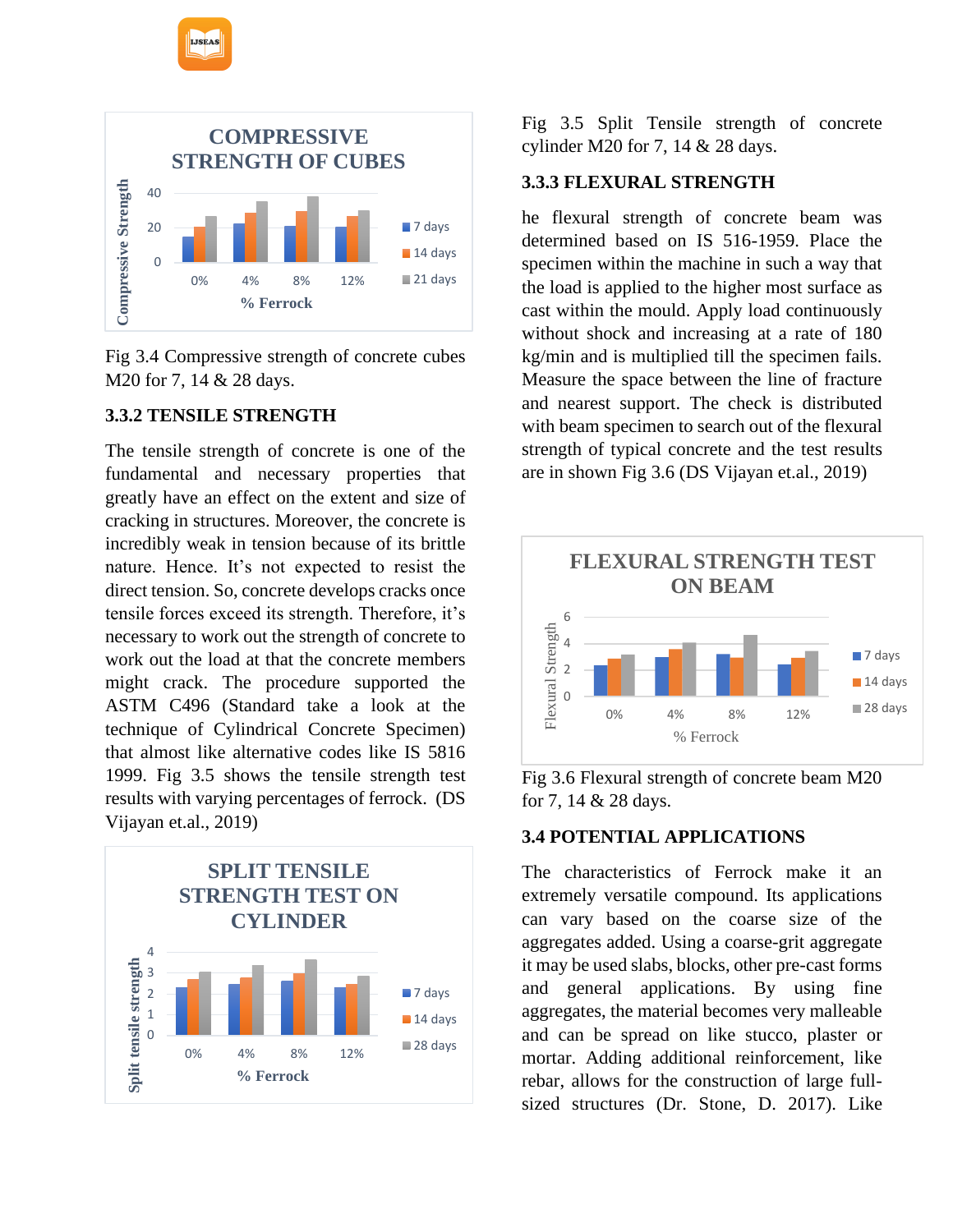Fig 3.4 Compressive strength of concrete cubes M20 for 7, 14 & 28 days.

### 3.3.2 TENSILE STRENGTH

The tensile strength of concrete is one of the fundamental and necessary properties that greatly have an effect on the extent and size of cracking in structures. Moreover, the concrete is incredibly weak in tension because of its brittle nature. Hence. It's not expected to resist the direct tension. So, concrete develops cracks once tensile forces exceed its strength. Therefore, it's necessary to work out the strength of concrete to work out the load at that the concrete members might crack. The procedure supported the ASTM C496 (Standard take a look at the technique of Cylindrical Concrete Specimen) that almost like alternative codes like IS 5816 1999. Fig 3.5 shows the tensile strength test results with varying percentages of ferrock. (DS Vijayan et.al., 2019)

Fig 3.5 Split Tensile strength of concrete cylinder M20 for 7, 14 & 28 days.

### 3.3.3 FLEXURAL STRENGTH

he flexural strength of concrete beam was determined based on IS 516-1959. Place the specimen within the machine in such a way that the load is applied to the higher most surface as cast within the mould. Apply load continuously without shock and increasing at a rate of 180 kg/min and is multiplied till the specimen fails. Measure the space between the line of fracture and nearest support. The check is distributed with beam specimen to search out of the flexural strength of typical concrete and the test results are in shown Fig 3.6 (DS Vijayan et.al., 2019)

Fig 3.6 Flexural strength of concrete beam M20 for 7, 14 & 28 days.

### 3.4 POTENTIAL APPLICATIONS

The characteristics of Ferrock make it an extremely versatile compound. Its applications can vary based on the coarse size of the aggregates added. Using a coarse-grit aggregate it may be used slabs, blocks, other pre-cast forms and general applications. By using fine aggregates, the material becomes very malleable and can be spread on like stucco, plaster or mortar. Adding additional reinforcement, like rebar, allows for the construction of large full-sized structures (Dr. Stone, D. 2017). Like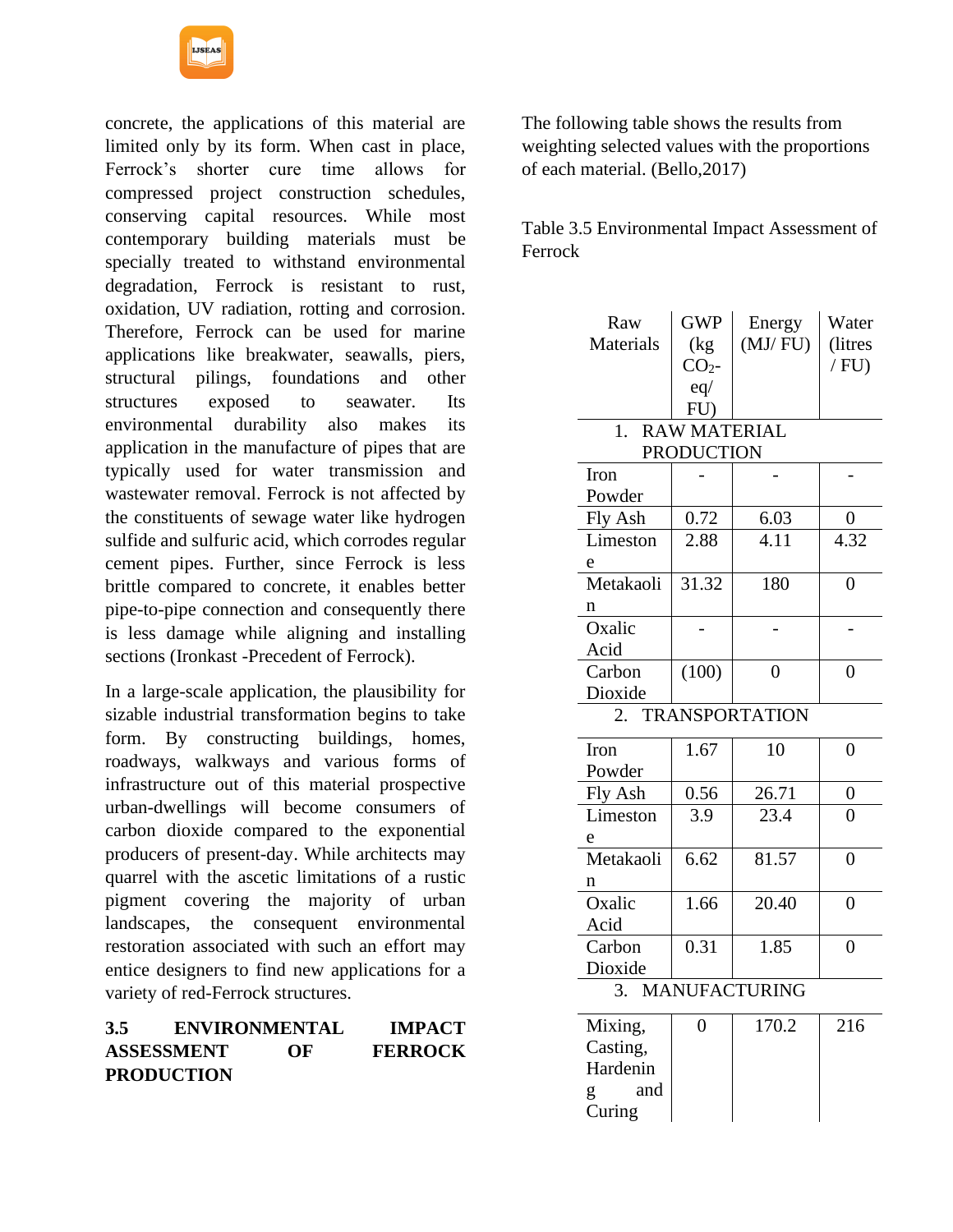concrete, the applications of this material are limited only by its form. When cast in place, Ferrock's shorter cure time allows for compressed project construction schedules, conserving capital resources. While most contemporary building materials must be specially treated to withstand environmental degradation, Ferrock is resistant to rust, oxidation, UV radiation, rotting and corrosion. Therefore, Ferrock can be used for marine applications like breakwater, seawalls, piers, structural pilings, foundations and other structures exposed to seawater. Its environmental durability also makes its application in the manufacture of pipes that are typically used for water transmission and wastewater removal. Ferrock is not affected by the constituents of sewage water like hydrogen sulfide and sulfuric acid, which corrodes regular cement pipes. Further, since Ferrock is less brittle compared to concrete, it enables better pipe-to-pipe connection and consequently there is less damage while aligning and installing sections (Ironkast -Precedent of Ferrock).

In a large-scale application, the plausibility for sizable industrial transformation begins to take form. By constructing buildings, homes, roadways, walkways and various forms of infrastructure out of this material prospective urban-dwellings will become consumers of carbon dioxide compared to the exponential producers of present-day. While architects may quarrel with the ascetic limitations of a rustic pigment covering the majority of urban landscapes, the consequent environmental restoration associated with such an effort may entice designers to find new applications for a variety of red-Ferrock structures.

## 3.5 ENVIRONMENTAL IMPACT ASSESSMENT OF FERROCK PRODUCTION

The following table shows the results from weighting selected values with the proportions of each material. (Bello,2017)

Table 3.5 Environmental Impact Assessment of Ferrock

| Raw Materials | GWP (kg $CO_2$-eq/ FU) | Energy (MJ/ FU) | Water (litres / FU) |
|---|---|---|---|
| 1. RAW MATERIAL PRODUCTION | | | |
| Iron Powder | - | - | - |
| Fly Ash | 0.72 | 6.03 | 0 |
| Limestone | 2.88 | 4.11 | 4.32 |
| Metakaolin | 31.32 | 180 | 0 |
| Oxalic Acid | - | - | - |
| Carbon Dioxide | (100) | 0 | 0 |
| 2. TRANSPORTATION | | | |
| Iron Powder | 1.67 | 10 | 0 |
| Fly Ash | 0.56 | 26.71 | 0 |
| Limestone | 3.9 | 23.4 | 0 |
| Metakaolin | 6.62 | 81.57 | 0 |
| Oxalic Acid | 1.66 | 20.40 | 0 |
| Carbon Dioxide | 0.31 | 1.85 | 0 |
| 3. MANUFACTURING | | | |
| Mixing, Casting, Hardening and Curing | 0 | 170.2 | 216 |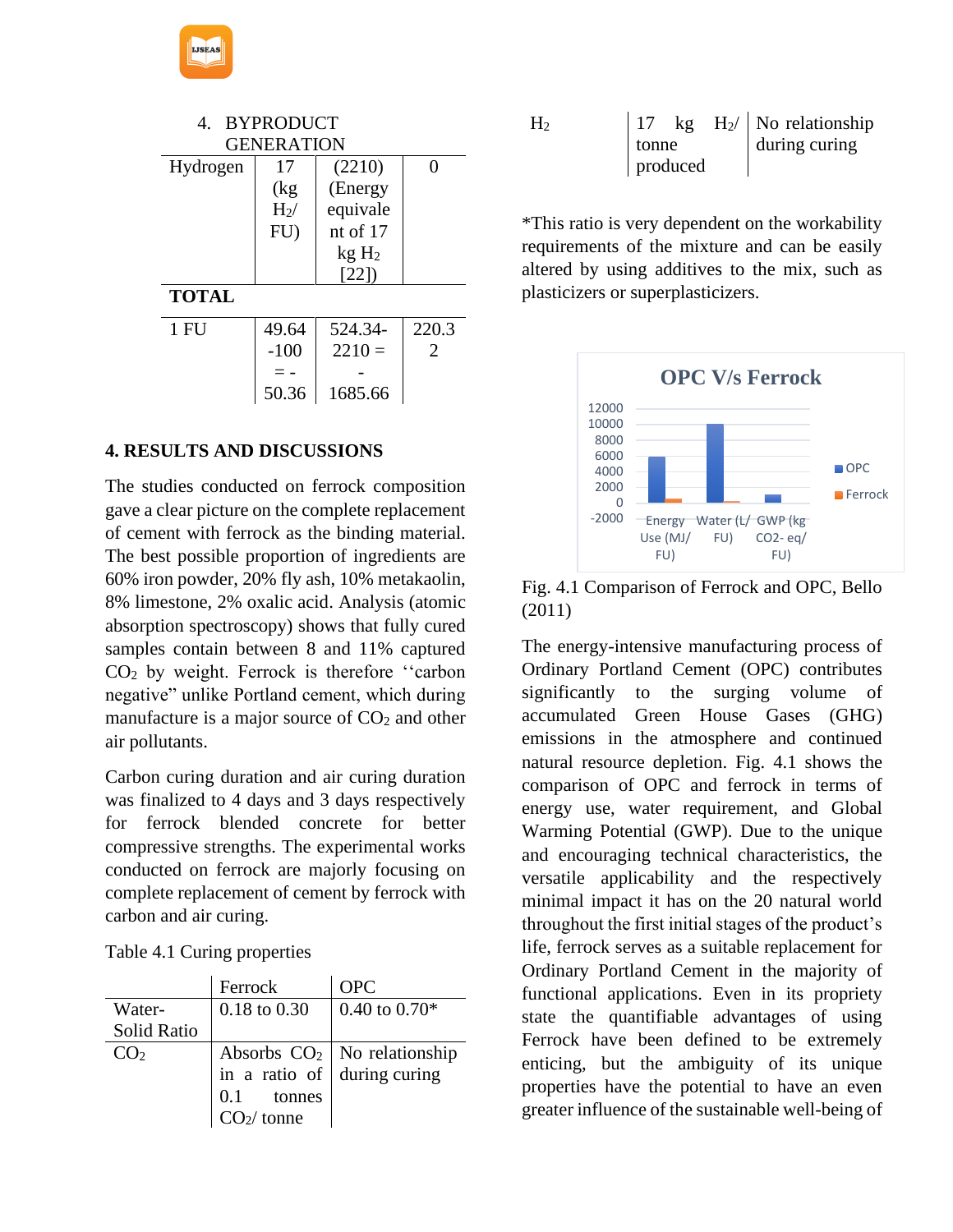| 4. BYPRODUCT GENERATION | | | |
|---|---|---|---|
| Hydrogen | 17 (kg $H_2$/ FU) | (2210) (Energy equivalent of 17 kg $H_2$ [22]) | 0 |
| **TOTAL** | | | |
| 1 FU | 49.64 -100 = - 50.36 | 524.34- 2210 = - 1685.66 | 220.32 |

## 4. RESULTS AND DISCUSSIONS

The studies conducted on ferrock composition gave a clear picture on the complete replacement of cement with ferrock as the binding material. The best possible proportion of ingredients are 60% iron powder, 20% fly ash, 10% metakaolin, 8% limestone, 2% oxalic acid. Analysis (atomic absorption spectroscopy) shows that fully cured samples contain between 8 and 11% captured $CO_2$ by weight. Ferrock is therefore ''carbon negative" unlike Portland cement, which during manufacture is a major source of $CO_2$ and other air pollutants.

Carbon curing duration and air curing duration was finalized to 4 days and 3 days respectively for ferrock blended concrete for better compressive strengths. The experimental works conducted on ferrock are majorly focusing on complete replacement of cement by ferrock with carbon and air curing.

Table 4.1 Curing properties

| | Ferrock | OPC |
|---|---|---|
| Water-Solid Ratio | 0.18 to 0.30 | 0.40 to 0.70* |
| $CO_2$ | Absorbs $CO_2$ in a ratio of 0.1 tonnes $CO_2$/ tonne | No relationship during curing |
| $H_2$ | 17 kg $H_2$/ tonne produced | No relationship during curing |

*This ratio is very dependent on the workability requirements of the mixture and can be easily altered by using additives to the mix, such as plasticizers or superplasticizers.

Fig. 4.1 Comparison of Ferrock and OPC, Bello (2011)

The energy-intensive manufacturing process of Ordinary Portland Cement (OPC) contributes significantly to the surging volume of accumulated Green House Gases (GHG) emissions in the atmosphere and continued natural resource depletion. Fig. 4.1 shows the comparison of OPC and ferrock in terms of energy use, water requirement, and Global Warming Potential (GWP). Due to the unique and encouraging technical characteristics, the versatile applicability and the respectively minimal impact it has on the 20 natural world throughout the first initial stages of the product's life, ferrock serves as a suitable replacement for Ordinary Portland Cement in the majority of functional applications. Even in its propriety state the quantifiable advantages of using Ferrock have been defined to be extremely enticing, but the ambiguity of its unique properties have the potential to have an even greater influence of the sustainable well-being of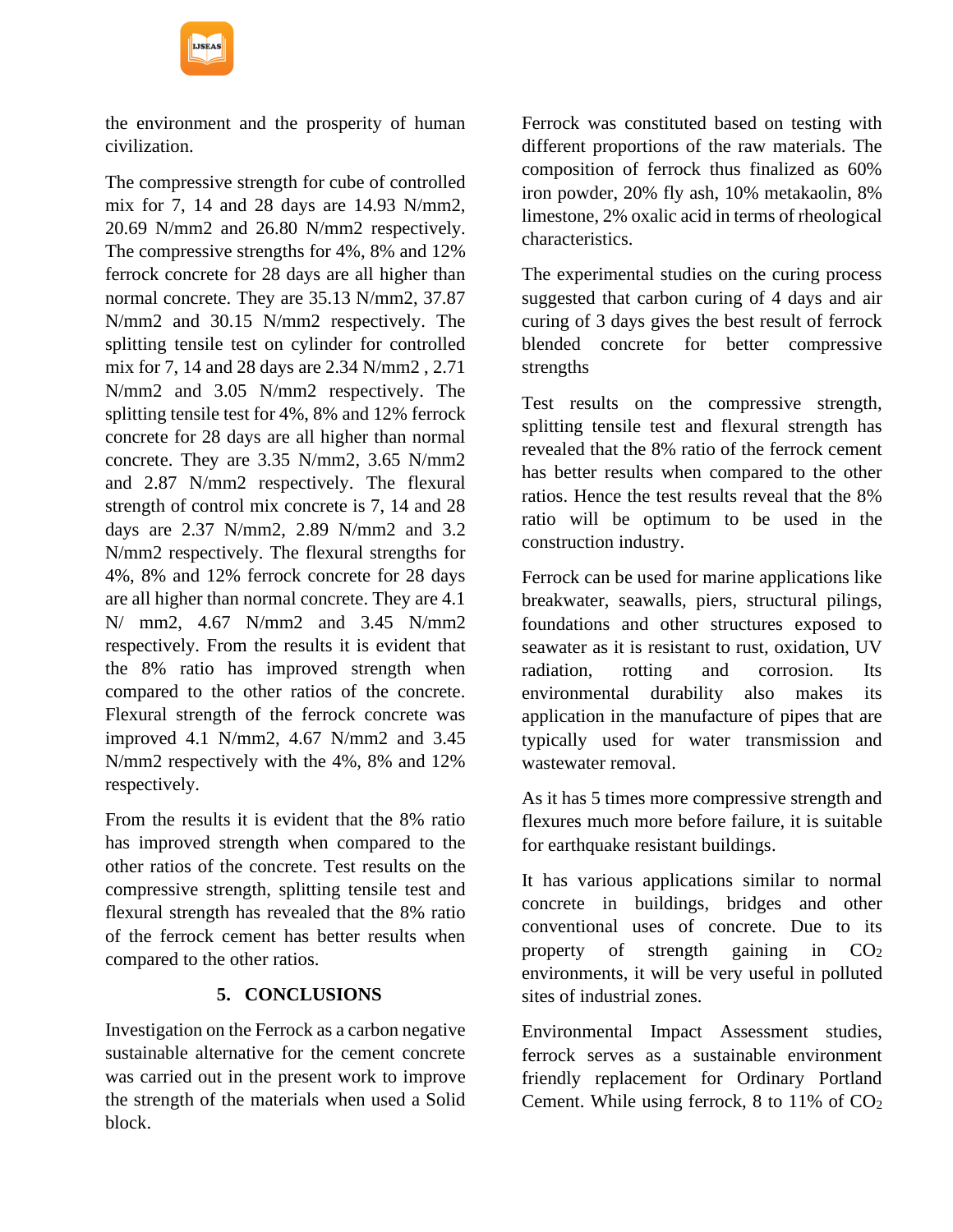the environment and the prosperity of human civilization.

The compressive strength for cube of controlled mix for 7, 14 and 28 days are 14.93 N/mm2, 20.69 N/mm2 and 26.80 N/mm2 respectively. The compressive strengths for 4%, 8% and 12% ferrock concrete for 28 days are all higher than normal concrete. They are 35.13 N/mm2, 37.87 N/mm2 and 30.15 N/mm2 respectively. The splitting tensile test on cylinder for controlled mix for 7, 14 and 28 days are 2.34 N/mm2 , 2.71 N/mm2 and 3.05 N/mm2 respectively. The splitting tensile test for 4%, 8% and 12% ferrock concrete for 28 days are all higher than normal concrete. They are 3.35 N/mm2, 3.65 N/mm2 and 2.87 N/mm2 respectively. The flexural strength of control mix concrete is 7, 14 and 28 days are 2.37 N/mm2, 2.89 N/mm2 and 3.2 N/mm2 respectively. The flexural strengths for 4%, 8% and 12% ferrock concrete for 28 days are all higher than normal concrete. They are 4.1 N/ mm2, 4.67 N/mm2 and 3.45 N/mm2 respectively. From the results it is evident that the 8% ratio has improved strength when compared to the other ratios of the concrete. Flexural strength of the ferrock concrete was improved 4.1 N/mm2, 4.67 N/mm2 and 3.45 N/mm2 respectively with the 4%, 8% and 12% respectively.

From the results it is evident that the 8% ratio has improved strength when compared to the other ratios of the concrete. Test results on the compressive strength, splitting tensile test and flexural strength has revealed that the 8% ratio of the ferrock cement has better results when compared to the other ratios.

## 5. CONCLUSIONS

Investigation on the Ferrock as a carbon negative sustainable alternative for the cement concrete was carried out in the present work to improve the strength of the materials when used a Solid block.

Ferrock was constituted based on testing with different proportions of the raw materials. The composition of ferrock thus finalized as 60% iron powder, 20% fly ash, 10% metakaolin, 8% limestone, 2% oxalic acid in terms of rheological characteristics.

The experimental studies on the curing process suggested that carbon curing of 4 days and air curing of 3 days gives the best result of ferrock blended concrete for better compressive strengths

Test results on the compressive strength, splitting tensile test and flexural strength has revealed that the 8% ratio of the ferrock cement has better results when compared to the other ratios. Hence the test results reveal that the 8% ratio will be optimum to be used in the construction industry.

Ferrock can be used for marine applications like breakwater, seawalls, piers, structural pilings, foundations and other structures exposed to seawater as it is resistant to rust, oxidation, UV radiation, rotting and corrosion. Its environmental durability also makes its application in the manufacture of pipes that are typically used for water transmission and wastewater removal.

As it has 5 times more compressive strength and flexures much more before failure, it is suitable for earthquake resistant buildings.

It has various applications similar to normal concrete in buildings, bridges and other conventional uses of concrete. Due to its property of strength gaining in $CO_2$ environments, it will be very useful in polluted sites of industrial zones.

Environmental Impact Assessment studies, ferrock serves as a sustainable environment friendly replacement for Ordinary Portland Cement. While using ferrock, 8 to 11% of $CO_2$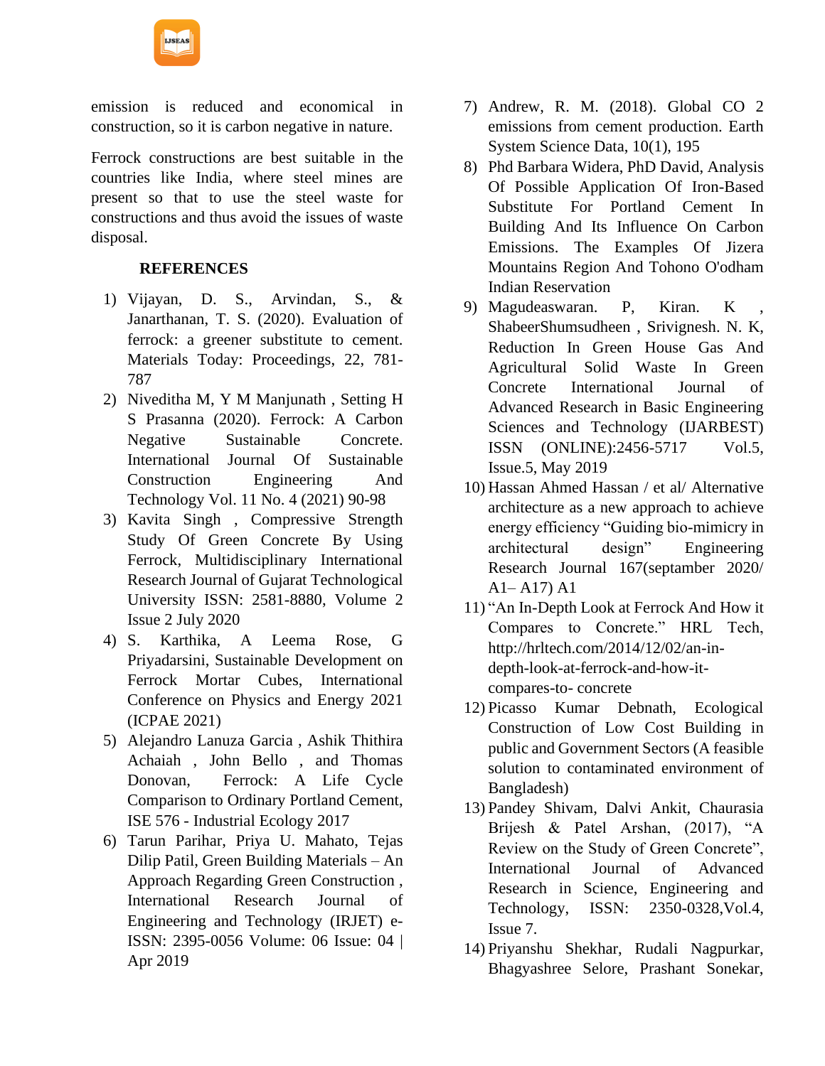emission is reduced and economical in construction, so it is carbon negative in nature.

Ferrock constructions are best suitable in the countries like India, where steel mines are present so that to use the steel waste for constructions and thus avoid the issues of waste disposal.

## REFERENCES

1) Vijayan, D. S., Arvindan, S., & Janarthanan, T. S. (2020). Evaluation of ferrock: a greener substitute to cement. Materials Today: Proceedings, 22, 781-787
2) Niveditha M, Y M Manjunath , Setting H S Prasanna (2020). Ferrock: A Carbon Negative Sustainable Concrete. International Journal Of Sustainable Construction Engineering And Technology Vol. 11 No. 4 (2021) 90-98
3) Kavita Singh , Compressive Strength Study Of Green Concrete By Using Ferrock, Multidisciplinary International Research Journal of Gujarat Technological University ISSN: 2581-8880, Volume 2 Issue 2 July 2020
4) S. Karthika, A Leema Rose, G Priyadarsini, Sustainable Development on Ferrock Mortar Cubes, International Conference on Physics and Energy 2021 (ICPAE 2021)
5) Alejandro Lanuza Garcia , Ashik Thithira Achaiah , John Bello , and Thomas Donovan, Ferrock: A Life Cycle Comparison to Ordinary Portland Cement, ISE 576 - Industrial Ecology 2017
6) Tarun Parihar, Priya U. Mahato, Tejas Dilip Patil, Green Building Materials – An Approach Regarding Green Construction , International Research Journal of Engineering and Technology (IRJET) e-ISSN: 2395-0056 Volume: 06 Issue: 04 | Apr 2019
7) Andrew, R. M. (2018). Global CO 2 emissions from cement production. Earth System Science Data, 10(1), 195
8) Phd Barbara Widera, PhD David, Analysis Of Possible Application Of Iron-Based Substitute For Portland Cement In Building And Its Influence On Carbon Emissions. The Examples Of Jizera Mountains Region And Tohono O'odham Indian Reservation
9) Magudeaswaran. P, Kiran. K , ShabeerShumsudheen , Srivignesh. N. K, Reduction In Green House Gas And Agricultural Solid Waste In Green Concrete International Journal of Advanced Research in Basic Engineering Sciences and Technology (IJARBEST) ISSN (ONLINE):2456-5717 Vol.5, Issue.5, May 2019
10) Hassan Ahmed Hassan / et al/ Alternative architecture as a new approach to achieve energy efficiency "Guiding bio-mimicry in architectural design" Engineering Research Journal 167(septamber 2020/ A1– A17) A1
11) "An In-Depth Look at Ferrock And How it Compares to Concrete." HRL Tech, http://hrltech.com/2014/12/02/an-in-depth-look-at-ferrock-and-how-it-compares-to- concrete
12) Picasso Kumar Debnath, Ecological Construction of Low Cost Building in public and Government Sectors (A feasible solution to contaminated environment of Bangladesh)
13) Pandey Shivam, Dalvi Ankit, Chaurasia Brijesh & Patel Arshan, (2017), "A Review on the Study of Green Concrete", International Journal of Advanced Research in Science, Engineering and Technology, ISSN: 2350-0328,Vol.4, Issue 7.
14) Priyanshu Shekhar, Rudali Nagpurkar, Bhagyashree Selore, Prashant Sonekar,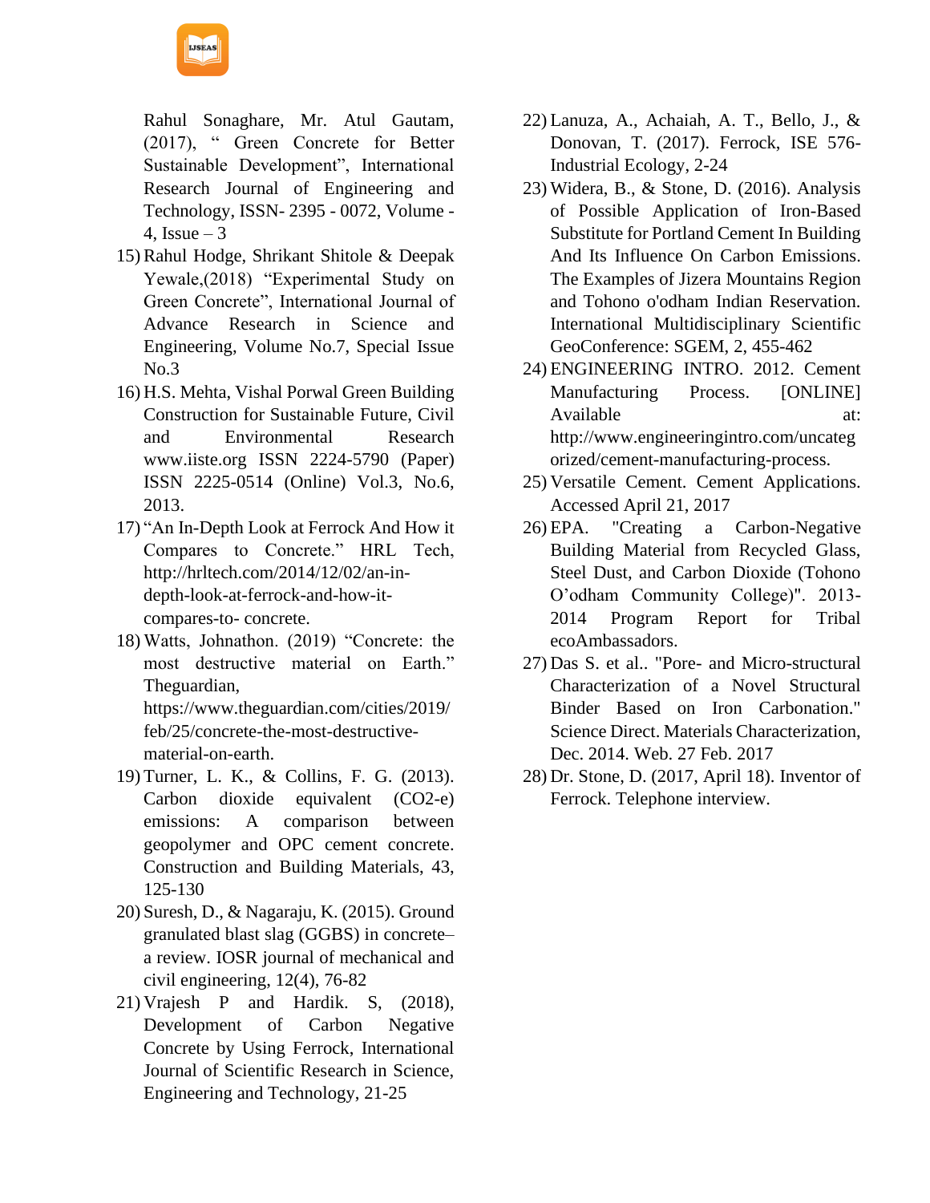Rahul Sonaghare, Mr. Atul Gautam, (2017), " Green Concrete for Better Sustainable Development", International Research Journal of Engineering and Technology, ISSN- 2395 - 0072, Volume - 4, Issue – 3

15) Rahul Hodge, Shrikant Shitole & Deepak Yewale,(2018) "Experimental Study on Green Concrete", International Journal of Advance Research in Science and Engineering, Volume No.7, Special Issue No.3
16) H.S. Mehta, Vishal Porwal Green Building Construction for Sustainable Future, Civil and Environmental Research www.iiste.org ISSN 2224-5790 (Paper) ISSN 2225-0514 (Online) Vol.3, No.6, 2013.
17) "An In-Depth Look at Ferrock And How it Compares to Concrete." HRL Tech, http://hrltech.com/2014/12/02/an-in-depth-look-at-ferrock-and-how-it-compares-to- concrete.
18) Watts, Johnathon. (2019) "Concrete: the most destructive material on Earth." Theguardian, https://www.theguardian.com/cities/2019/feb/25/concrete-the-most-destructive-material-on-earth.
19) Turner, L. K., & Collins, F. G. (2013). Carbon dioxide equivalent (CO2-e) emissions: A comparison between geopolymer and OPC cement concrete. Construction and Building Materials, 43, 125-130
20) Suresh, D., & Nagaraju, K. (2015). Ground granulated blast slag (GGBS) in concrete–a review. IOSR journal of mechanical and civil engineering, 12(4), 76-82
21) Vrajesh P and Hardik. S, (2018), Development of Carbon Negative Concrete by Using Ferrock, International Journal of Scientific Research in Science, Engineering and Technology, 21-25
22) Lanuza, A., Achaiah, A. T., Bello, J., & Donovan, T. (2017). Ferrock, ISE 576-Industrial Ecology, 2-24
23) Widera, B., & Stone, D. (2016). Analysis of Possible Application of Iron-Based Substitute for Portland Cement In Building And Its Influence On Carbon Emissions. The Examples of Jizera Mountains Region and Tohono o'odham Indian Reservation. International Multidisciplinary Scientific GeoConference: SGEM, 2, 455-462
24) ENGINEERING INTRO. 2012. Cement Manufacturing Process. [ONLINE] Available at: http://www.engineeringintro.com/uncategorized/cement-manufacturing-process.
25) Versatile Cement. Cement Applications. Accessed April 21, 2017
26) EPA. "Creating a Carbon-Negative Building Material from Recycled Glass, Steel Dust, and Carbon Dioxide (Tohono O'odham Community College)". 2013-2014 Program Report for Tribal ecoAmbassadors.
27) Das S. et al.. "Pore- and Micro-structural Characterization of a Novel Structural Binder Based on Iron Carbonation." Science Direct. Materials Characterization, Dec. 2014. Web. 27 Feb. 2017
28) Dr. Stone, D. (2017, April 18). Inventor of Ferrock. Telephone interview.